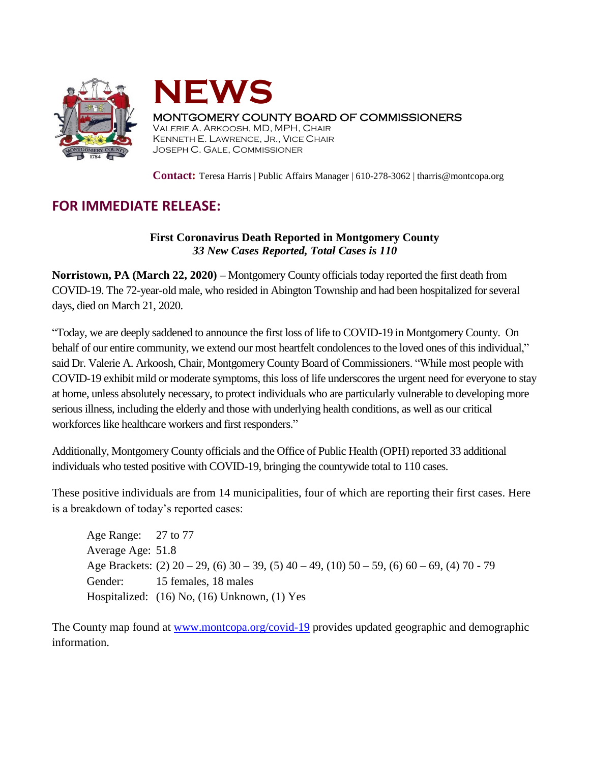# NEWS

MONTGOMERY COUNTY BOARD OF COMMISSIONERS
VALERIE A. ARKOOSH, MD, MPH, CHAIR
KENNETH E. LAWRENCE, JR., VICE CHAIR
JOSEPH C. GALE, COMMISSIONER

**Contact:** Teresa Harris | Public Affairs Manager | 610-278-3062 | tharris@montcopa.org

## FOR IMMEDIATE RELEASE:

**First Coronavirus Death Reported in Montgomery County**
***33 New Cases Reported, Total Cases is 110***

**Norristown, PA (March 22, 2020) –** Montgomery County officials today reported the first death from COVID-19. The 72-year-old male, who resided in Abington Township and had been hospitalized for several days, died on March 21, 2020.

"Today, we are deeply saddened to announce the first loss of life to COVID-19 in Montgomery County. On behalf of our entire community, we extend our most heartfelt condolences to the loved ones of this individual," said Dr. Valerie A. Arkoosh, Chair, Montgomery County Board of Commissioners. "While most people with COVID-19 exhibit mild or moderate symptoms, this loss of life underscores the urgent need for everyone to stay at home, unless absolutely necessary, to protect individuals who are particularly vulnerable to developing more serious illness, including the elderly and those with underlying health conditions, as well as our critical workforces like healthcare workers and first responders."

Additionally, Montgomery County officials and the Office of Public Health (OPH) reported 33 additional individuals who tested positive with COVID-19, bringing the countywide total to 110 cases.

These positive individuals are from 14 municipalities, four of which are reporting their first cases. Here is a breakdown of today's reported cases:

Age Range: 27 to 77
Average Age: 51.8
Age Brackets: (2) 20 – 29, (6) 30 – 39, (5) 40 – 49, (10) 50 – 59, (6) 60 – 69, (4) 70 - 79
Gender: 15 females, 18 males
Hospitalized: (16) No, (16) Unknown, (1) Yes

The County map found at [www.montcopa.org/covid-19](http://www.montcopa.org/covid-19) provides updated geographic and demographic information.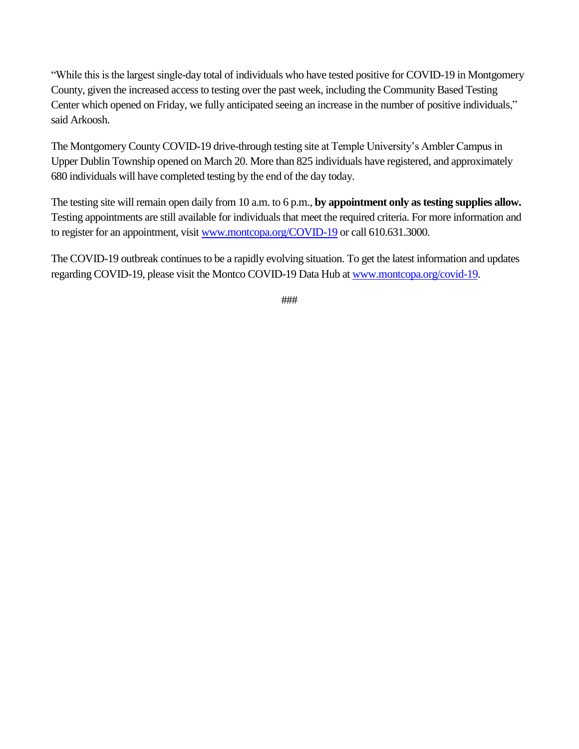"While this is the largest single-day total of individuals who have tested positive for COVID-19 in Montgomery County, given the increased access to testing over the past week, including the Community Based Testing Center which opened on Friday, we fully anticipated seeing an increase in the number of positive individuals," said Arkoosh.

The Montgomery County COVID-19 drive-through testing site at Temple University's Ambler Campus in Upper Dublin Township opened on March 20. More than 825 individuals have registered, and approximately 680 individuals will have completed testing by the end of the day today.

The testing site will remain open daily from 10 a.m. to 6 p.m., **by appointment only as testing supplies allow.** Testing appointments are still available for individuals that meet the required criteria. For more information and to register for an appointment, visit [www.montcopa.org/COVID-19](www.montcopa.org/COVID-19) or call 610.631.3000.

The COVID-19 outbreak continues to be a rapidly evolving situation. To get the latest information and updates regarding COVID-19, please visit the Montco COVID-19 Data Hub at [www.montcopa.org/covid-19](www.montcopa.org/covid-19).

###